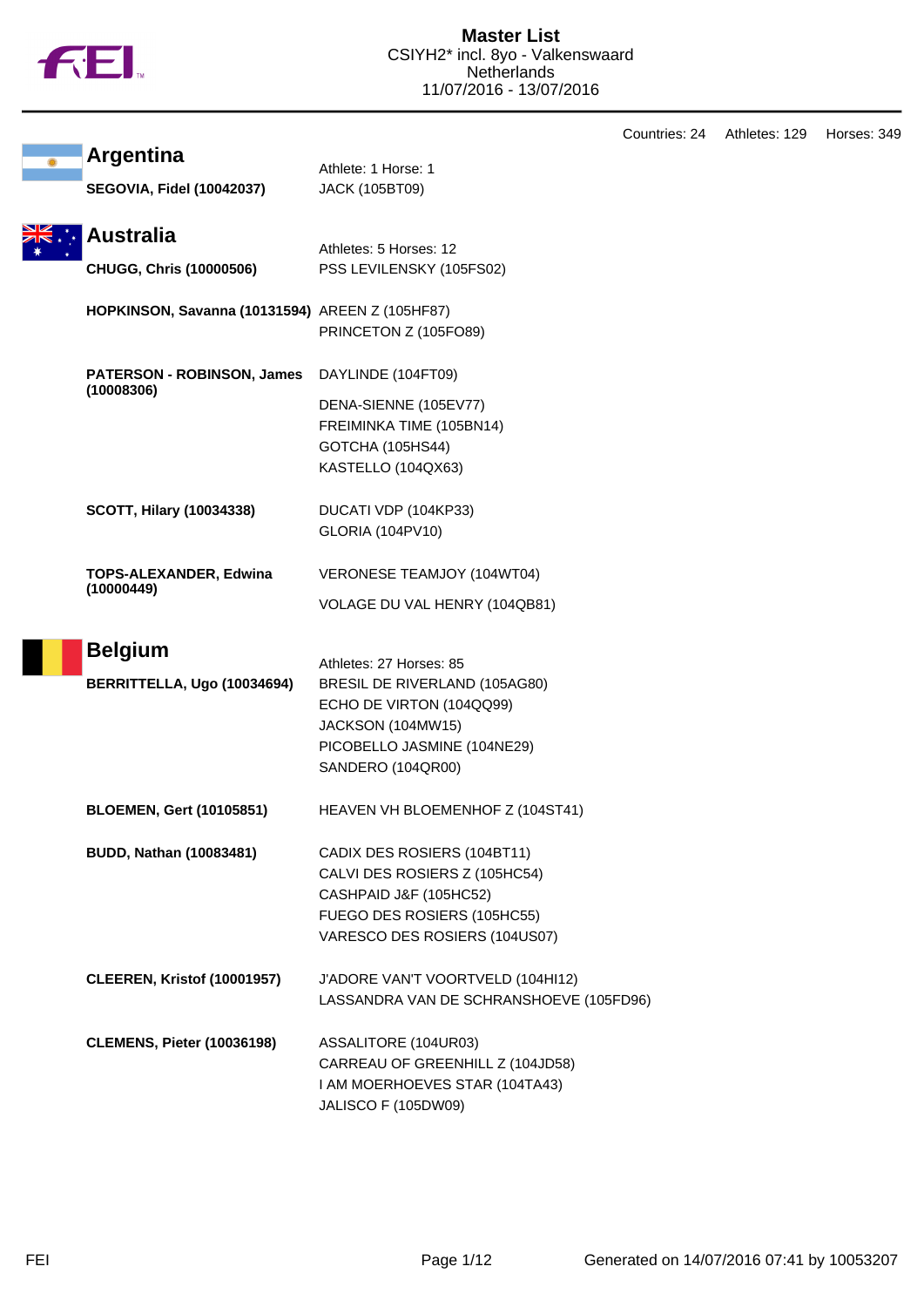# Master List

CSIYH2* incl. 8yo - Valkenswaard
Netherlands
11/07/2016 - 13/07/2016

Countries: 24 Athletes: 129 Horses: 349

## Argentina

Athlete: 1 Horse: 1

| Athlete | Horses |
|---|---|
| **SEGOVIA, Fidel (10042037)** | JACK (105BT09) |

## Australia

Athletes: 5 Horses: 12

| Athlete | Horses |
|---|---|
| **CHUGG, Chris (10000506)** | PSS LEVILENSKY (105FS02) |
| **HOPKINSON, Savanna (10131594)** | AREEN Z (105HF87) |
| | PRINCETON Z (105FO89) |
| **PATERSON - ROBINSON, James (10008306)** | DAYLINDE (104FT09) |
| | DENA-SIENNE (105EV77) |
| | FREIMINKA TIME (105BN14) |
| | GOTCHA (105HS44) |
| | KASTELLO (104QX63) |
| **SCOTT, Hilary (10034338)** | DUCATI VDP (104KP33) |
| | GLORIA (104PV10) |
| **TOPS-ALEXANDER, Edwina (10000449)** | VERONESE TEAMJOY (104WT04) |
| | VOLAGE DU VAL HENRY (104QB81) |

## Belgium

Athletes: 27 Horses: 85

| Athlete | Horses |
|---|---|
| **BERRITTELLA, Ugo (10034694)** | BRESIL DE RIVERLAND (105AG80) |
| | ECHO DE VIRTON (104QQ99) |
| | JACKSON (104MW15) |
| | PICOBELLO JASMINE (104NE29) |
| | SANDERO (104QR00) |
| **BLOEMEN, Gert (10105851)** | HEAVEN VH BLOEMENHOF Z (104ST41) |
| **BUDD, Nathan (10083481)** | CADIX DES ROSIERS (104BT11) |
| | CALVI DES ROSIERS Z (105HC54) |
| | CASHPAID J&F (105HC52) |
| | FUEGO DES ROSIERS (105HC55) |
| | VARESCO DES ROSIERS (104US07) |
| **CLEEREN, Kristof (10001957)** | J'ADORE VAN'T VOORTVELD (104HI12) |
| | LASSANDRA VAN DE SCHRANSHOEVE (105FD96) |
| **CLEMENS, Pieter (10036198)** | ASSALITORE (104UR03) |
| | CARREAU OF GREENHILL Z (104JD58) |
| | I AM MOERHOEVES STAR (104TA43) |
| | JALISCO F (105DW09) |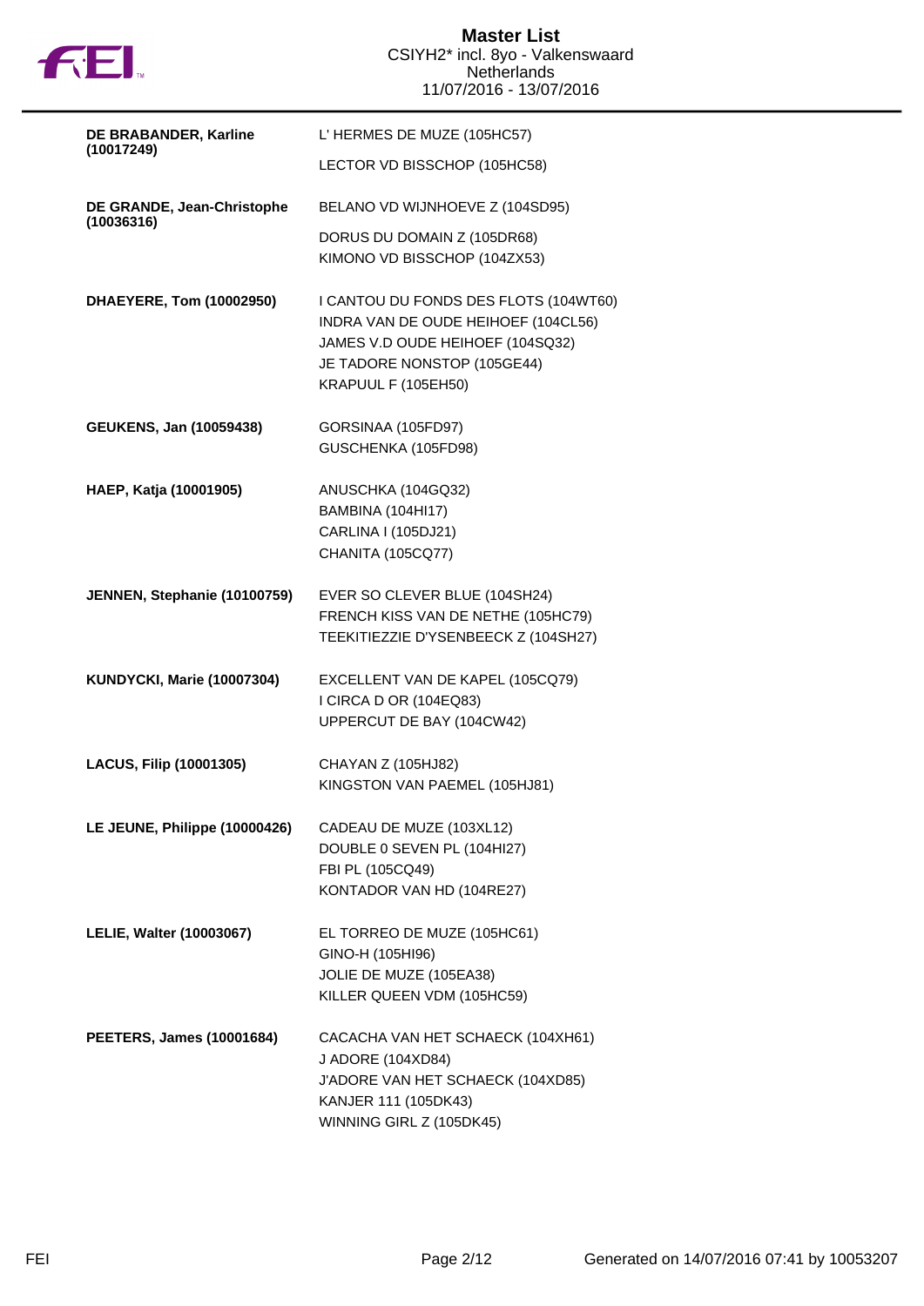# Master List
CSIYH2* incl. 8yo - Valkenswaard
Netherlands
11/07/2016 - 13/07/2016

| Rider | Horses |
|---|---|
| **DE BRABANDER, Karline (10017249)** | L' HERMES DE MUZE (105HC57)<br>LECTOR VD BISSCHOP (105HC58) |
| **DE GRANDE, Jean-Christophe (10036316)** | BELANO VD WIJNHOEVE Z (104SD95)<br>DORUS DU DOMAIN Z (105DR68)<br>KIMONO VD BISSCHOP (104ZX53) |
| **DHAEYERE, Tom (10002950)** | I CANTOU DU FONDS DES FLOTS (104WT60)<br>INDRA VAN DE OUDE HEIHOEF (104CL56)<br>JAMES V.D OUDE HEIHOEF (104SQ32)<br>JE TADORE NONSTOP (105GE44)<br>KRAPUUL F (105EH50) |
| **GEUKENS, Jan (10059438)** | GORSINAA (105FD97)<br>GUSCHENKA (105FD98) |
| **HAEP, Katja (10001905)** | ANUSCHKA (104GQ32)<br>BAMBINA (104HI17)<br>CARLINA I (105DJ21)<br>CHANITA (105CQ77) |
| **JENNEN, Stephanie (10100759)** | EVER SO CLEVER BLUE (104SH24)<br>FRENCH KISS VAN DE NETHE (105HC79)<br>TEEKITIEZZIE D'YSENBEECK Z (104SH27) |
| **KUNDYCKI, Marie (10007304)** | EXCELLENT VAN DE KAPEL (105CQ79)<br>I CIRCA D OR (104EQ83)<br>UPPERCUT DE BAY (104CW42) |
| **LACUS, Filip (10001305)** | CHAYAN Z (105HJ82)<br>KINGSTON VAN PAEMEL (105HJ81) |
| **LE JEUNE, Philippe (10000426)** | CADEAU DE MUZE (103XL12)<br>DOUBLE 0 SEVEN PL (104HI27)<br>FBI PL (105CQ49)<br>KONTADOR VAN HD (104RE27) |
| **LELIE, Walter (10003067)** | EL TORREO DE MUZE (105HC61)<br>GINO-H (105HI96)<br>JOLIE DE MUZE (105EA38)<br>KILLER QUEEN VDM (105HC59) |
| **PEETERS, James (10001684)** | CACACHA VAN HET SCHAECK (104XH61)<br>J ADORE (104XD84)<br>J'ADORE VAN HET SCHAECK (104XD85)<br>KANJER 111 (105DK43)<br>WINNING GIRL Z (105DK45) |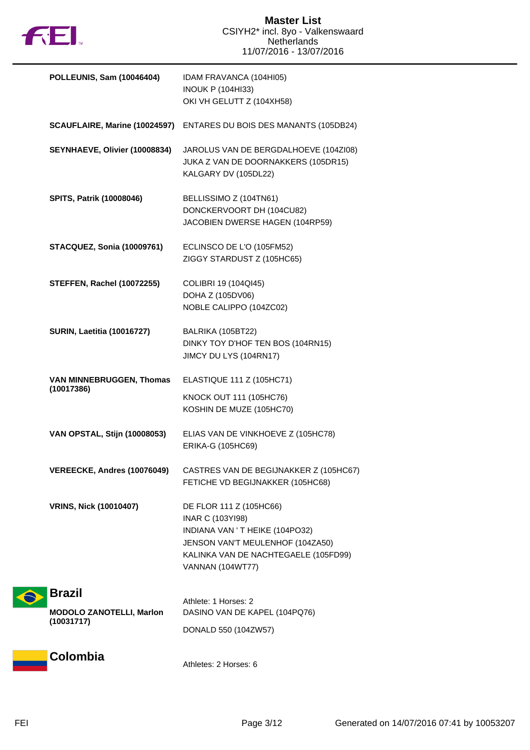| Athlete | Horses |
|---|---|
| **POLLEUNIS, Sam (10046404)** | IDAM FRAVANCA (104HI05)<br>INOUK P (104HI33)<br>OKI VH GELUTT Z (104XH58) |
| **SCAUFLAIRE, Marine (10024597)** | ENTARES DU BOIS DES MANANTS (105DB24) |
| **SEYNHAEVE, Olivier (10008834)** | JAROLUS VAN DE BERGDALHOEVE (104ZI08)<br>JUKA Z VAN DE DOORNAKKERS (105DR15)<br>KALGARY DV (105DL22) |
| **SPITS, Patrik (10008046)** | BELLISSIMO Z (104TN61)<br>DONCKERVOORT DH (104CU82)<br>JACOBIEN DWERSE HAGEN (104RP59) |
| **STACQUEZ, Sonia (10009761)** | ECLINSCO DE L'O (105FM52)<br>ZIGGY STARDUST Z (105HC65) |
| **STEFFEN, Rachel (10072255)** | COLIBRI 19 (104QI45)<br>DOHA Z (105DV06)<br>NOBLE CALIPPO (104ZC02) |
| **SURIN, Laetitia (10016727)** | BALRIKA (105BT22)<br>DINKY TOY D'HOF TEN BOS (104RN15)<br>JIMCY DU LYS (104RN17) |
| **VAN MINNEBRUGGEN, Thomas (10017386)** | ELASTIQUE 111 Z (105HC71)<br>KNOCK OUT 111 (105HC76)<br>KOSHIN DE MUZE (105HC70) |
| **VAN OPSTAL, Stijn (10008053)** | ELIAS VAN DE VINKHOEVE Z (105HC78)<br>ERIKA-G (105HC69) |
| **VEREECKE, Andres (10076049)** | CASTRES VAN DE BEGIJNAKKER Z (105HC67)<br>FETICHE VD BEGIJNAKKER (105HC68) |
| **VRINS, Nick (10010407)** | DE FLOR 111 Z (105HC66)<br>INAR C (103YI98)<br>INDIANA VAN ' T HEIKE (104PO32)<br>JENSON VAN'T MEULENHOF (104ZA50)<br>KALINKA VAN DE NACHTEGAELE (105FD99)<br>VANNAN (104WT77) |

## Brazil

Athlete: 1 Horses: 2

| Athlete | Horses |
|---|---|
| **MODOLO ZANOTELLI, Marlon (10031717)** | DASINO VAN DE KAPEL (104PQ76)<br>DONALD 550 (104ZW57) |

## Colombia

Athletes: 2 Horses: 6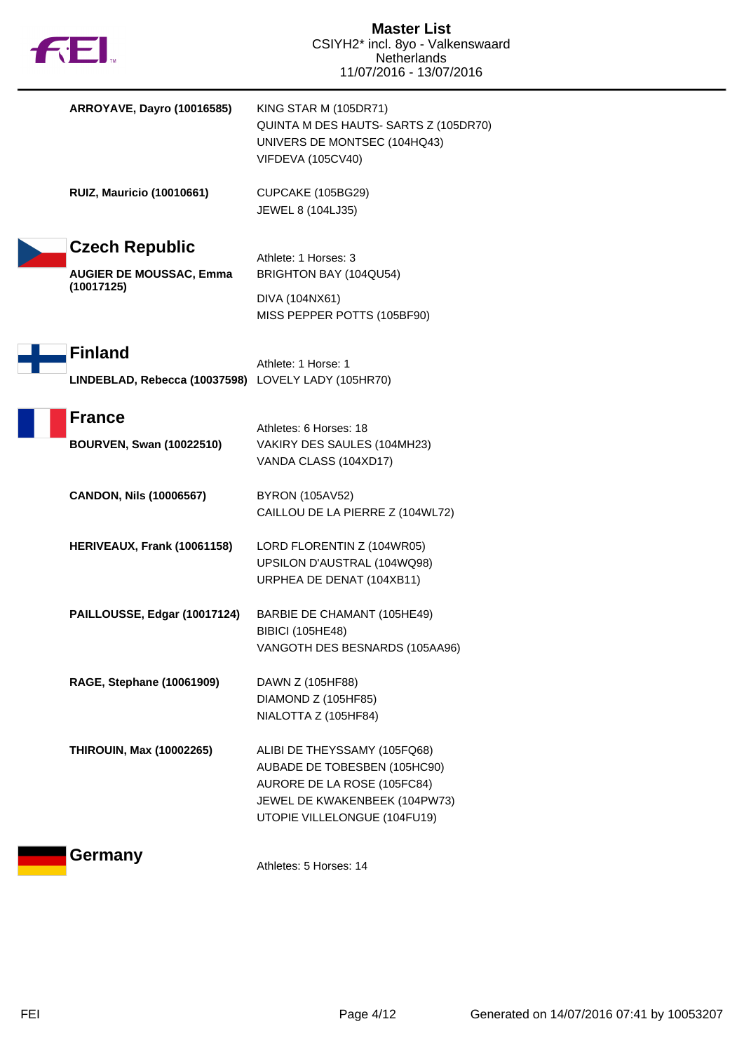**ARROYAVE, Dayro (10016585)**
KING STAR M (105DR71)
QUINTA M DES HAUTS- SARTS Z (105DR70)
UNIVERS DE MONTSEC (104HQ43)
VIFDEVA (105CV40)

**RUIZ, Mauricio (10010661)**
CUPCAKE (105BG29)
JEWEL 8 (104LJ35)

## Czech Republic

Athlete: 1 Horses: 3

**AUGIER DE MOUSSAC, Emma (10017125)**
BRIGHTON BAY (104QU54)
DIVA (104NX61)
MISS PEPPER POTTS (105BF90)

## Finland

Athlete: 1 Horse: 1

**LINDEBLAD, Rebecca (10037598)**
LOVELY LADY (105HR70)

## France

Athletes: 6 Horses: 18

**BOURVEN, Swan (10022510)**
VAKIRY DES SAULES (104MH23)
VANDA CLASS (104XD17)

**CANDON, Nils (10006567)**
BYRON (105AV52)
CAILLOU DE LA PIERRE Z (104WL72)

**HERIVEAUX, Frank (10061158)**
LORD FLORENTIN Z (104WR05)
UPSILON D'AUSTRAL (104WQ98)
URPHEA DE DENAT (104XB11)

**PAILLOUSSE, Edgar (10017124)**
BARBIE DE CHAMANT (105HE49)
BIBICI (105HE48)
VANGOTH DES BESNARDS (105AA96)

**RAGE, Stephane (10061909)**
DAWN Z (105HF88)
DIAMOND Z (105HF85)
NIALOTTA Z (105HF84)

**THIROUIN, Max (10002265)**
ALIBI DE THEYSSAMY (105FQ68)
AUBADE DE TOBESBEN (105HC90)
AURORE DE LA ROSE (105FC84)
JEWEL DE KWAKENBEEK (104PW73)
UTOPIE VILLELONGUE (104FU19)

## Germany

Athletes: 5 Horses: 14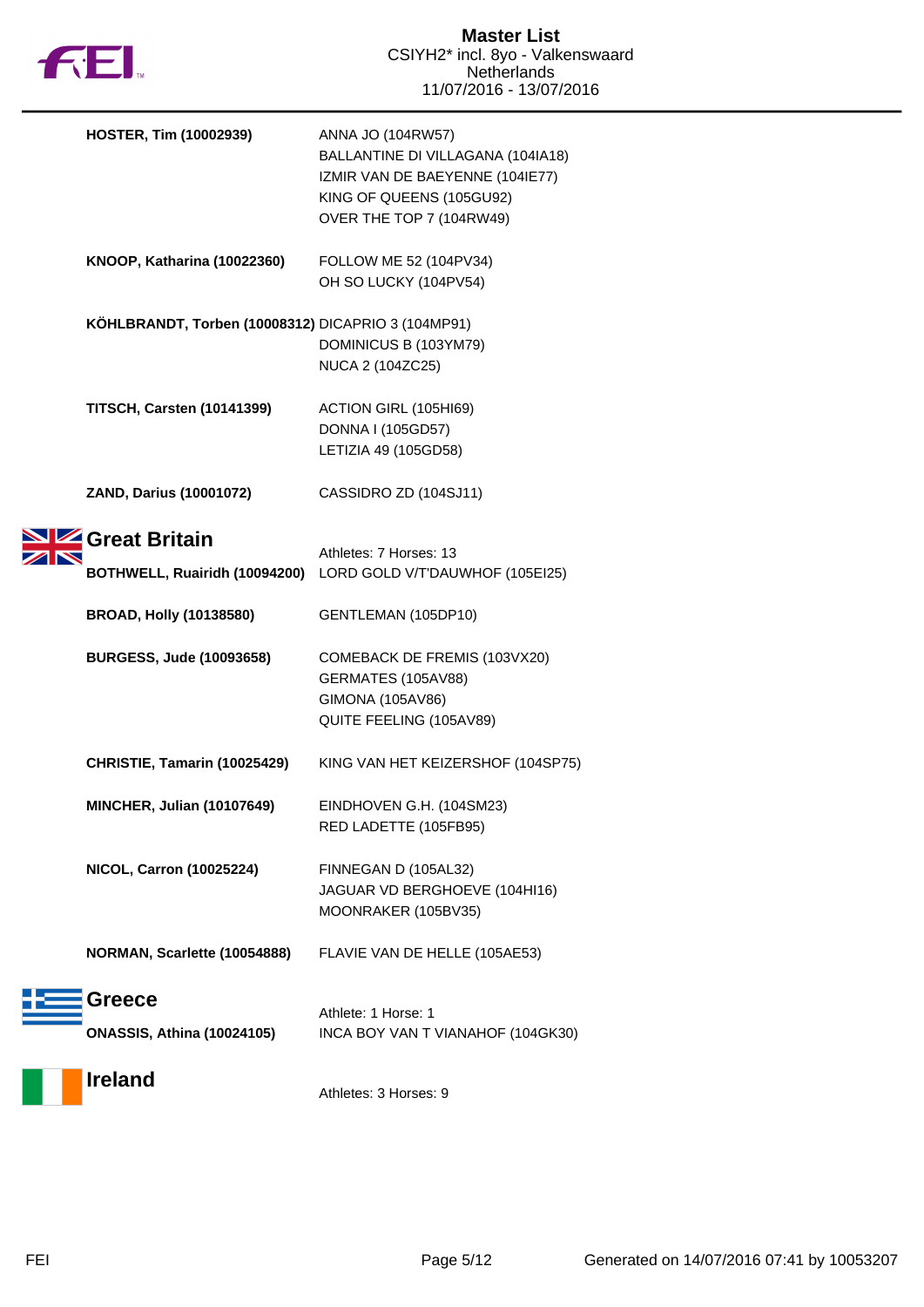**HOSTER, Tim (10002939)**
ANNA JO (104RW57)
BALLANTINE DI VILLAGANA (104IA18)
IZMIR VAN DE BAEYENNE (104IE77)
KING OF QUEENS (105GU92)
OVER THE TOP 7 (104RW49)

**KNOOP, Katharina (10022360)**
FOLLOW ME 52 (104PV34)
OH SO LUCKY (104PV54)

**KÖHLBRANDT, Torben (10008312)**
DICAPRIO 3 (104MP91)
DOMINICUS B (103YM79)
NUCA 2 (104ZC25)

**TITSCH, Carsten (10141399)**
ACTION GIRL (105HI69)
DONNA I (105GD57)
LETIZIA 49 (105GD58)

**ZAND, Darius (10001072)**
CASSIDRO ZD (104SJ11)

## Great Britain

Athletes: 7 Horses: 13

**BOTHWELL, Ruairidh (10094200)**
LORD GOLD V/T'DAUWHOF (105EI25)

**BROAD, Holly (10138580)**
GENTLEMAN (105DP10)

**BURGESS, Jude (10093658)**
COMEBACK DE FREMIS (103VX20)
GERMATES (105AV88)
GIMONA (105AV86)
QUITE FEELING (105AV89)

**CHRISTIE, Tamarin (10025429)**
KING VAN HET KEIZERSHOF (104SP75)

**MINCHER, Julian (10107649)**
EINDHOVEN G.H. (104SM23)
RED LADETTE (105FB95)

**NICOL, Carron (10025224)**
FINNEGAN D (105AL32)
JAGUAR VD BERGHOEVE (104HI16)
MOONRAKER (105BV35)

**NORMAN, Scarlette (10054888)**
FLAVIE VAN DE HELLE (105AE53)

## Greece

Athlete: 1 Horse: 1

**ONASSIS, Athina (10024105)**
INCA BOY VAN T VIANAHOF (104GK30)

## Ireland

Athletes: 3 Horses: 9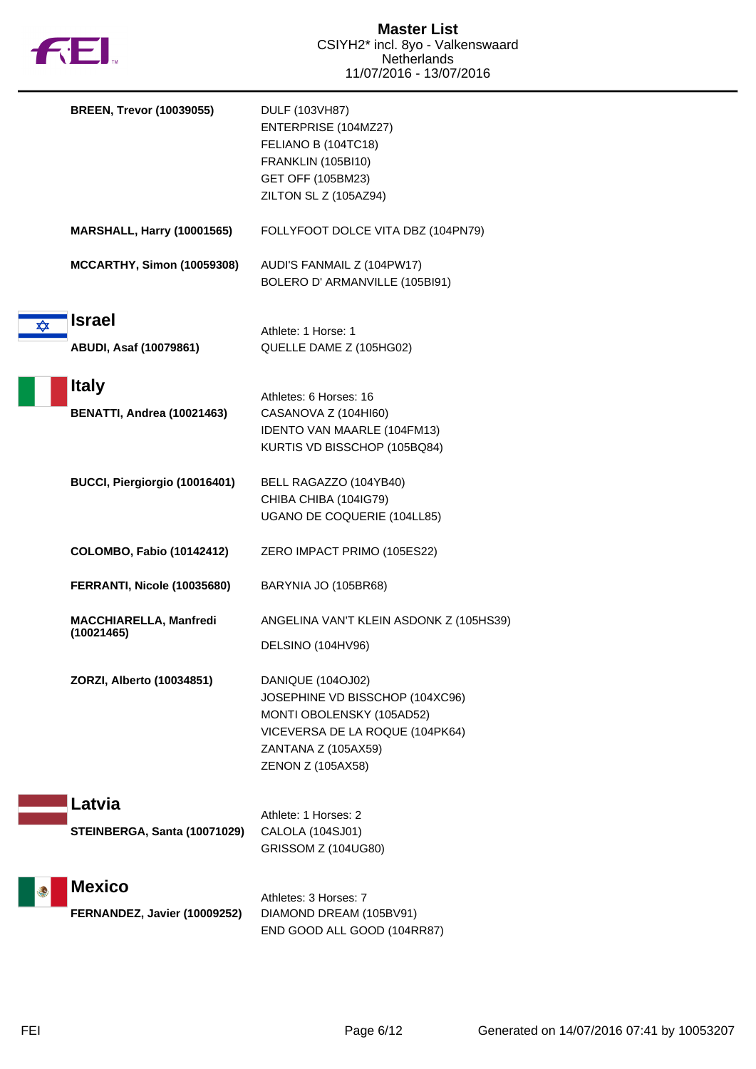# Master List

CSIYH2* incl. 8yo - Valkenswaard
Netherlands
11/07/2016 - 13/07/2016

**BREEN, Trevor (10039055)**
DULF (103VH87)
ENTERPRISE (104MZ27)
FELIANO B (104TC18)
FRANKLIN (105BI10)
GET OFF (105BM23)
ZILTON SL Z (105AZ94)

**MARSHALL, Harry (10001565)**
FOLLYFOOT DOLCE VITA DBZ (104PN79)

**MCCARTHY, Simon (10059308)**
AUDI'S FANMAIL Z (104PW17)
BOLERO D' ARMANVILLE (105BI91)

## Israel

Athlete: 1 Horse: 1

**ABUDI, Asaf (10079861)**
QUELLE DAME Z (105HG02)

## Italy

Athletes: 6 Horses: 16

**BENATTI, Andrea (10021463)**
CASANOVA Z (104HI60)
IDENTO VAN MAARLE (104FM13)
KURTIS VD BISSCHOP (105BQ84)

**BUCCI, Piergiorgio (10016401)**
BELL RAGAZZO (104YB40)
CHIBA CHIBA (104IG79)
UGANO DE COQUERIE (104LL85)

**COLOMBO, Fabio (10142412)**
ZERO IMPACT PRIMO (105ES22)

**FERRANTI, Nicole (10035680)**
BARYNIA JO (105BR68)

**MACCHIARELLA, Manfredi (10021465)**
ANGELINA VAN'T KLEIN ASDONK Z (105HS39)
DELSINO (104HV96)

**ZORZI, Alberto (10034851)**
DANIQUE (104OJ02)
JOSEPHINE VD BISSCHOP (104XC96)
MONTI OBOLENSKY (105AD52)
VICEVERSA DE LA ROQUE (104PK64)
ZANTANA Z (105AX59)
ZENON Z (105AX58)

## Latvia

Athlete: 1 Horses: 2

**STEINBERGA, Santa (10071029)**
CALOLA (104SJ01)
GRISSOM Z (104UG80)

## Mexico

Athletes: 3 Horses: 7

**FERNANDEZ, Javier (10009252)**
DIAMOND DREAM (105BV91)
END GOOD ALL GOOD (104RR87)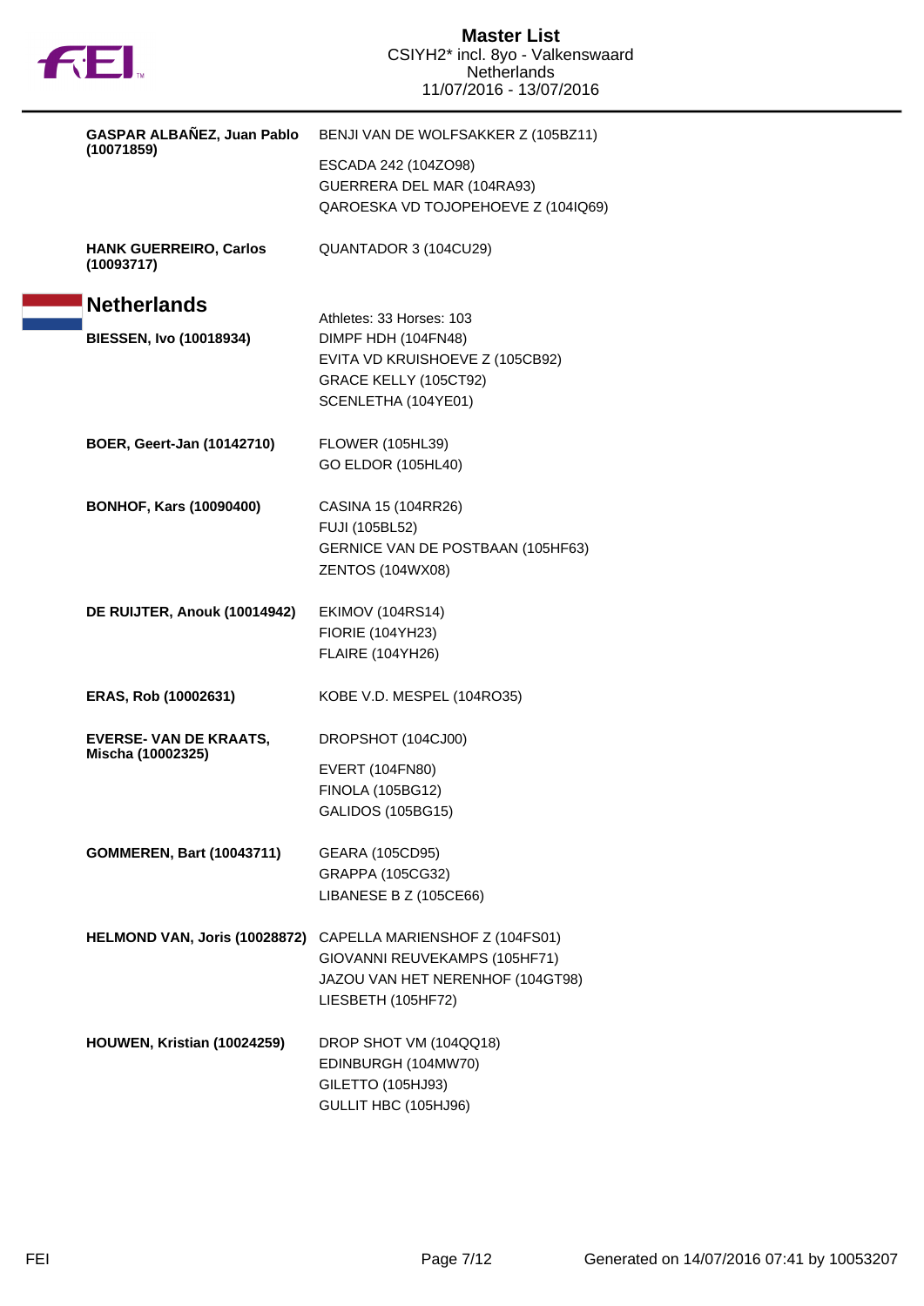# Master List

CSIYH2* incl. 8yo - Valkenswaard
Netherlands
11/07/2016 - 13/07/2016

| Athlete | Horses |
|---|---|
| **GASPAR ALBAÑEZ, Juan Pablo (10071859)** | BENJI VAN DE WOLFSAKKER Z (105BZ11)<br>ESCADA 242 (104ZO98)<br>GUERRERA DEL MAR (104RA93)<br>QAROESKA VD TOJOPEHOEVE Z (104IQ69) |
| **HANK GUERREIRO, Carlos (10093717)** | QUANTADOR 3 (104CU29) |

## Netherlands

Athletes: 33 Horses: 103

| Athlete | Horses |
|---|---|
| **BIESSEN, Ivo (10018934)** | DIMPF HDH (104FN48)<br>EVITA VD KRUISHOEVE Z (105CB92)<br>GRACE KELLY (105CT92)<br>SCENLETHA (104YE01) |
| **BOER, Geert-Jan (10142710)** | FLOWER (105HL39)<br>GO ELDOR (105HL40) |
| **BONHOF, Kars (10090400)** | CASINA 15 (104RR26)<br>FUJI (105BL52)<br>GERNICE VAN DE POSTBAAN (105HF63)<br>ZENTOS (104WX08) |
| **DE RUIJTER, Anouk (10014942)** | EKIMOV (104RS14)<br>FIORIE (104YH23)<br>FLAIRE (104YH26) |
| **ERAS, Rob (10002631)** | KOBE V.D. MESPEL (104RO35) |
| **EVERSE- VAN DE KRAATS, Mischa (10002325)** | DROPSHOT (104CJ00)<br>EVERT (104FN80)<br>FINOLA (105BG12)<br>GALIDOS (105BG15) |
| **GOMMEREN, Bart (10043711)** | GEARA (105CD95)<br>GRAPPA (105CG32)<br>LIBANESE B Z (105CE66) |
| **HELMOND VAN, Joris (10028872)** | CAPELLA MARIENSHOF Z (104FS01)<br>GIOVANNI REUVEKAMPS (105HF71)<br>JAZOU VAN HET NERENHOF (104GT98)<br>LIESBETH (105HF72) |
| **HOUWEN, Kristian (10024259)** | DROP SHOT VM (104QQ18)<br>EDINBURGH (104MW70)<br>GILETTO (105HJ93)<br>GULLIT HBC (105HJ96) |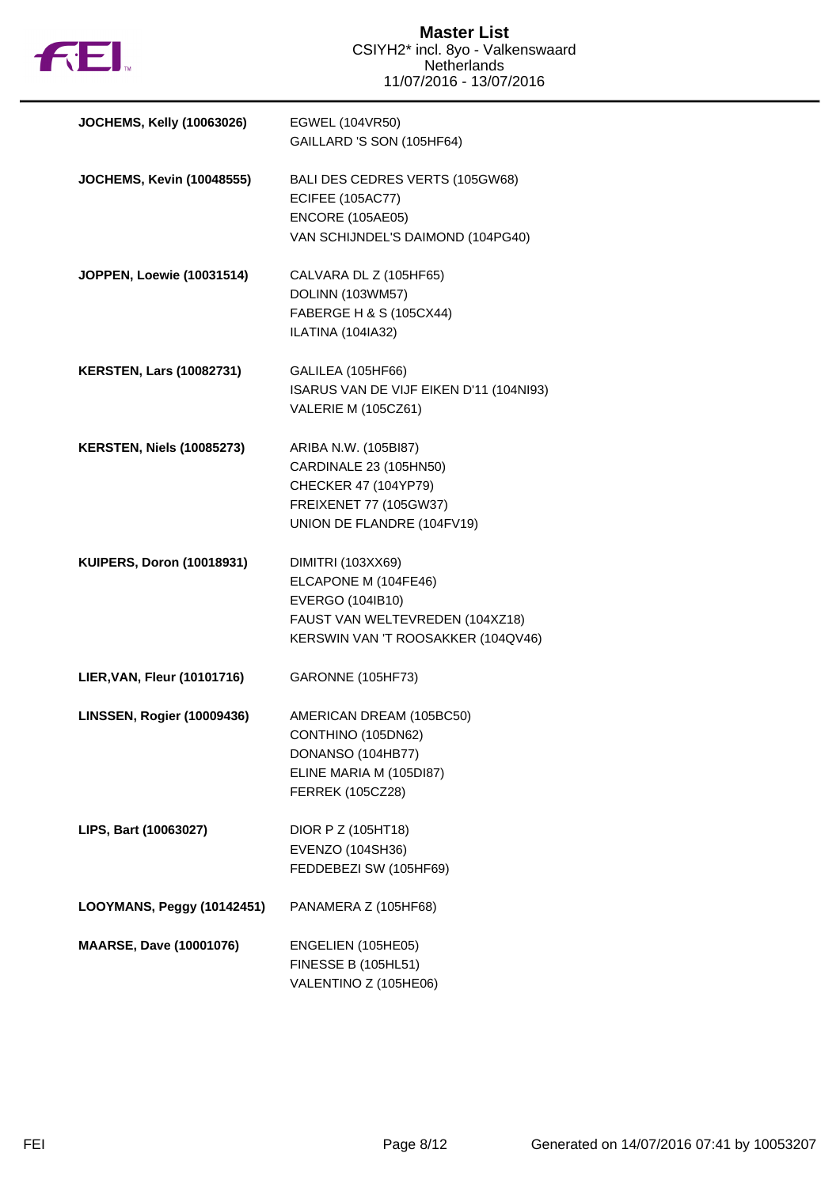# Master List

CSIYH2* incl. 8yo - Valkenswaard
Netherlands
11/07/2016 - 13/07/2016

| Rider | Horses |
| --- | --- |
| **JOCHEMS, Kelly (10063026)** | EGWEL (104VR50)<br>GAILLARD 'S SON (105HF64) |
| **JOCHEMS, Kevin (10048555)** | BALI DES CEDRES VERTS (105GW68)<br>ECIFEE (105AC77)<br>ENCORE (105AE05)<br>VAN SCHIJNDEL'S DAIMOND (104PG40) |
| **JOPPEN, Loewie (10031514)** | CALVARA DL Z (105HF65)<br>DOLINN (103WM57)<br>FABERGE H & S (105CX44)<br>ILATINA (104IA32) |
| **KERSTEN, Lars (10082731)** | GALILEA (105HF66)<br>ISARUS VAN DE VIJF EIKEN D'11 (104NI93)<br>VALERIE M (105CZ61) |
| **KERSTEN, Niels (10085273)** | ARIBA N.W. (105BI87)<br>CARDINALE 23 (105HN50)<br>CHECKER 47 (104YP79)<br>FREIXENET 77 (105GW37)<br>UNION DE FLANDRE (104FV19) |
| **KUIPERS, Doron (10018931)** | DIMITRI (103XX69)<br>ELCAPONE M (104FE46)<br>EVERGO (104IB10)<br>FAUST VAN WELTEVREDEN (104XZ18)<br>KERSWIN VAN 'T ROOSAKKER (104QV46) |
| **LIER,VAN, Fleur (10101716)** | GARONNE (105HF73) |
| **LINSSEN, Rogier (10009436)** | AMERICAN DREAM (105BC50)<br>CONTHINO (105DN62)<br>DONANSO (104HB77)<br>ELINE MARIA M (105DI87)<br>FERREK (105CZ28) |
| **LIPS, Bart (10063027)** | DIOR P Z (105HT18)<br>EVENZO (104SH36)<br>FEDDEBEZI SW (105HF69) |
| **LOOYMANS, Peggy (10142451)** | PANAMERA Z (105HF68) |
| **MAARSE, Dave (10001076)** | ENGELIEN (105HE05)<br>FINESSE B (105HL51)<br>VALENTINO Z (105HE06) |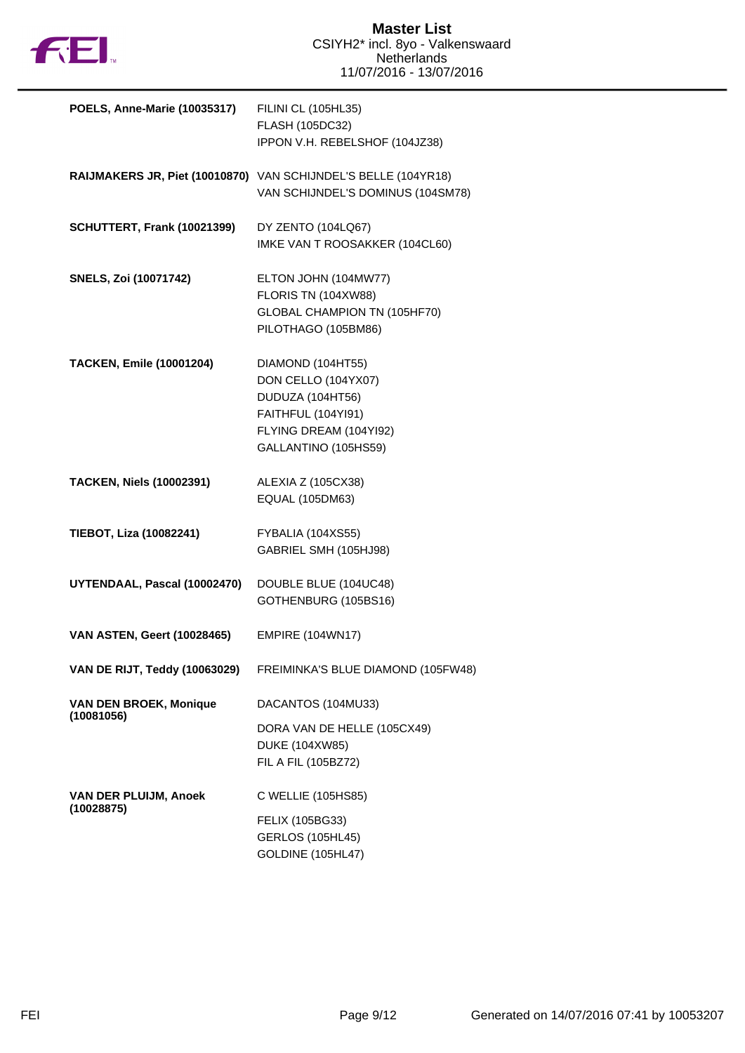# Master List
CSIYH2* incl. 8yo - Valkenswaard
Netherlands
11/07/2016 - 13/07/2016

| Rider | Horses |
|---|---|
| **POELS, Anne-Marie (10035317)** | FILINI CL (105HL35)<br>FLASH (105DC32)<br>IPPON V.H. REBELSHOF (104JZ38) |
| **RAIJMAKERS JR, Piet (10010870)** | VAN SCHIJNDEL'S BELLE (104YR18)<br>VAN SCHIJNDEL'S DOMINUS (104SM78) |
| **SCHUTTERT, Frank (10021399)** | DY ZENTO (104LQ67)<br>IMKE VAN T ROOSAKKER (104CL60) |
| **SNELS, Zoi (10071742)** | ELTON JOHN (104MW77)<br>FLORIS TN (104XW88)<br>GLOBAL CHAMPION TN (105HF70)<br>PILOTHAGO (105BM86) |
| **TACKEN, Emile (10001204)** | DIAMOND (104HT55)<br>DON CELLO (104YX07)<br>DUDUZA (104HT56)<br>FAITHFUL (104YI91)<br>FLYING DREAM (104YI92)<br>GALLANTINO (105HS59) |
| **TACKEN, Niels (10002391)** | ALEXIA Z (105CX38)<br>EQUAL (105DM63) |
| **TIEBOT, Liza (10082241)** | FYBALIA (104XS55)<br>GABRIEL SMH (105HJ98) |
| **UYTENDAAL, Pascal (10002470)** | DOUBLE BLUE (104UC48)<br>GOTHENBURG (105BS16) |
| **VAN ASTEN, Geert (10028465)** | EMPIRE (104WN17) |
| **VAN DE RIJT, Teddy (10063029)** | FREIMINKA'S BLUE DIAMOND (105FW48) |
| **VAN DEN BROEK, Monique (10081056)** | DACANTOS (104MU33)<br>DORA VAN DE HELLE (105CX49)<br>DUKE (104XW85)<br>FIL A FIL (105BZ72) |
| **VAN DER PLUIJM, Anoek (10028875)** | C WELLIE (105HS85)<br>FELIX (105BG33)<br>GERLOS (105HL45)<br>GOLDINE (105HL47) |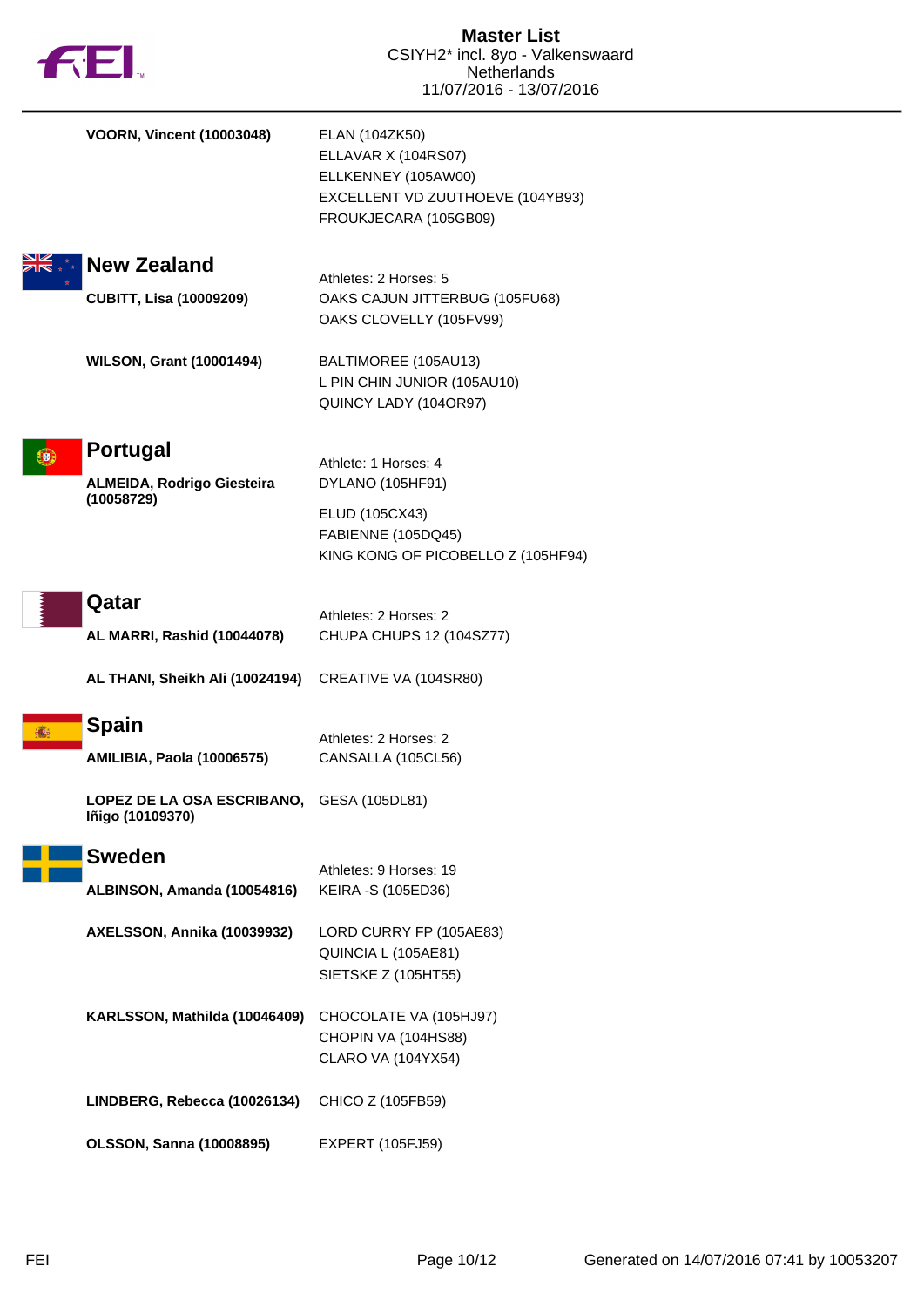**VOORN, Vincent (10003048)**
ELAN (104ZK50)
ELLAVAR X (104RS07)
ELLKENNEY (105AW00)
EXCELLENT VD ZUUTHOEVE (104YB93)
FROUKJECARA (105GB09)

## New Zealand

Athletes: 2 Horses: 5

**CUBITT, Lisa (10009209)**
OAKS CAJUN JITTERBUG (105FU68)
OAKS CLOVELLY (105FV99)

**WILSON, Grant (10001494)**
BALTIMOREE (105AU13)
L PIN CHIN JUNIOR (105AU10)
QUINCY LADY (104OR97)

## Portugal

Athlete: 1 Horses: 4

**ALMEIDA, Rodrigo Giesteira (10058729)**
DYLANO (105HF91)
ELUD (105CX43)
FABIENNE (105DQ45)
KING KONG OF PICOBELLO Z (105HF94)

## Qatar

Athletes: 2 Horses: 2

**AL MARRI, Rashid (10044078)**
CHUPA CHUPS 12 (104SZ77)

**AL THANI, Sheikh Ali (10024194)**
CREATIVE VA (104SR80)

## Spain

Athletes: 2 Horses: 2

**AMILIBIA, Paola (10006575)**
CANSALLA (105CL56)

**LOPEZ DE LA OSA ESCRIBANO, Iñigo (10109370)**
GESA (105DL81)

## Sweden

Athletes: 9 Horses: 19

**ALBINSON, Amanda (10054816)**
KEIRA -S (105ED36)

**AXELSSON, Annika (10039932)**
LORD CURRY FP (105AE83)
QUINCIA L (105AE81)
SIETSKE Z (105HT55)

**KARLSSON, Mathilda (10046409)**
CHOCOLATE VA (105HJ97)
CHOPIN VA (104HS88)
CLARO VA (104YX54)

**LINDBERG, Rebecca (10026134)**
CHICO Z (105FB59)

**OLSSON, Sanna (10008895)**
EXPERT (105FJ59)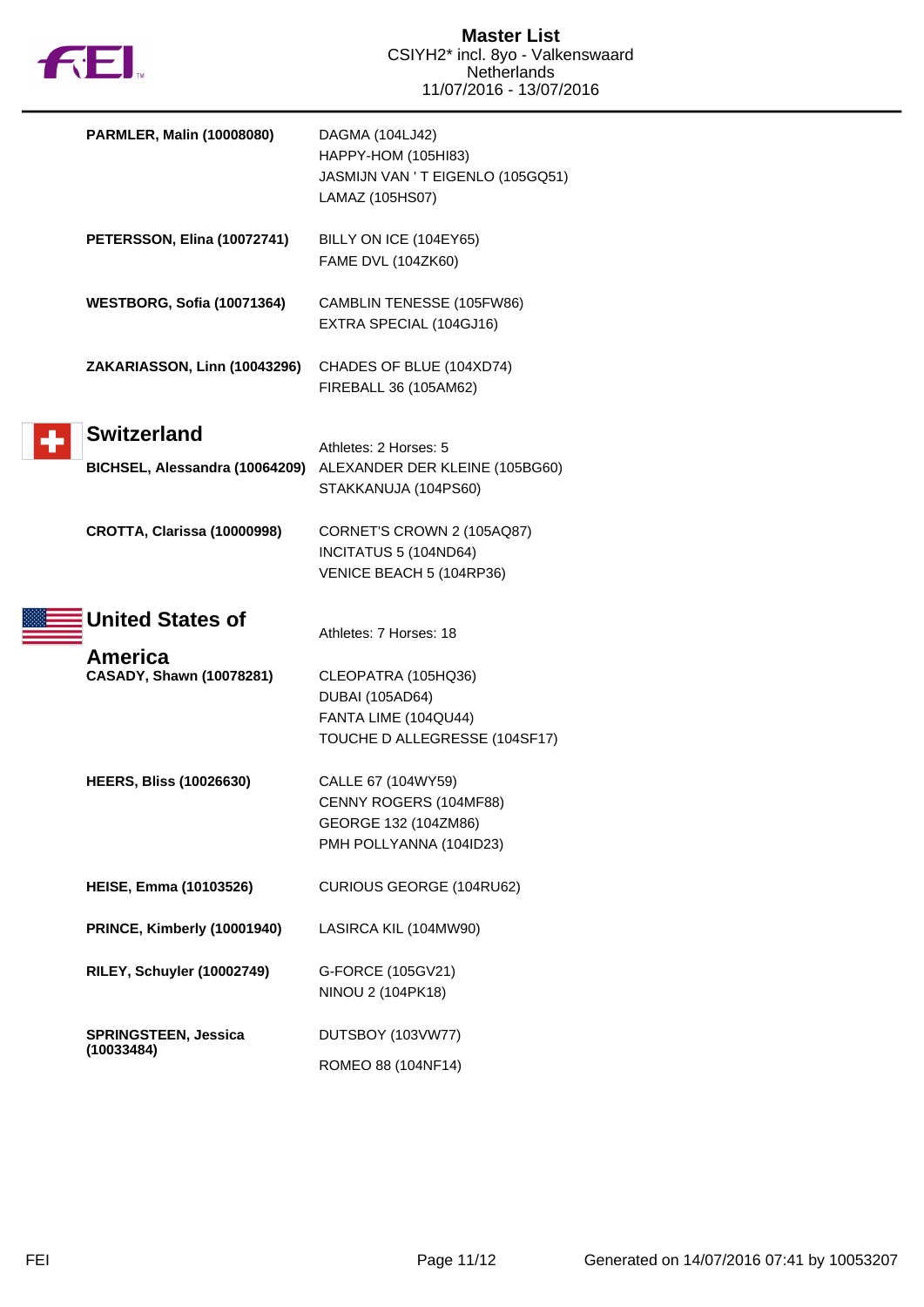**PARMLER, Malin (10008080)**
DAGMA (104LJ42)
HAPPY-HOM (105HI83)
JASMIJN VAN ' T EIGENLO (105GQ51)
LAMAZ (105HS07)

**PETERSSON, Elina (10072741)**
BILLY ON ICE (104EY65)
FAME DVL (104ZK60)

**WESTBORG, Sofia (10071364)**
CAMBLIN TENESSE (105FW86)
EXTRA SPECIAL (104GJ16)

**ZAKARIASSON, Linn (10043296)**
CHADES OF BLUE (104XD74)
FIREBALL 36 (105AM62)

## Switzerland

Athletes: 2 Horses: 5

**BICHSEL, Alessandra (10064209)**
ALEXANDER DER KLEINE (105BG60)
STAKKANUJA (104PS60)

**CROTTA, Clarissa (10000998)**
CORNET'S CROWN 2 (105AQ87)
INCITATUS 5 (104ND64)
VENICE BEACH 5 (104RP36)

## United States of America

Athletes: 7 Horses: 18

**CASADY, Shawn (10078281)**
CLEOPATRA (105HQ36)
DUBAI (105AD64)
FANTA LIME (104QU44)
TOUCHE D ALLEGRESSE (104SF17)

**HEERS, Bliss (10026630)**
CALLE 67 (104WY59)
CENNY ROGERS (104MF88)
GEORGE 132 (104ZM86)
PMH POLLYANNA (104ID23)

**HEISE, Emma (10103526)**
CURIOUS GEORGE (104RU62)

**PRINCE, Kimberly (10001940)**
LASIRCA KIL (104MW90)

**RILEY, Schuyler (10002749)**
G-FORCE (105GV21)
NINOU 2 (104PK18)

**SPRINGSTEEN, Jessica (10033484)**
DUTSBOY (103VW77)
ROMEO 88 (104NF14)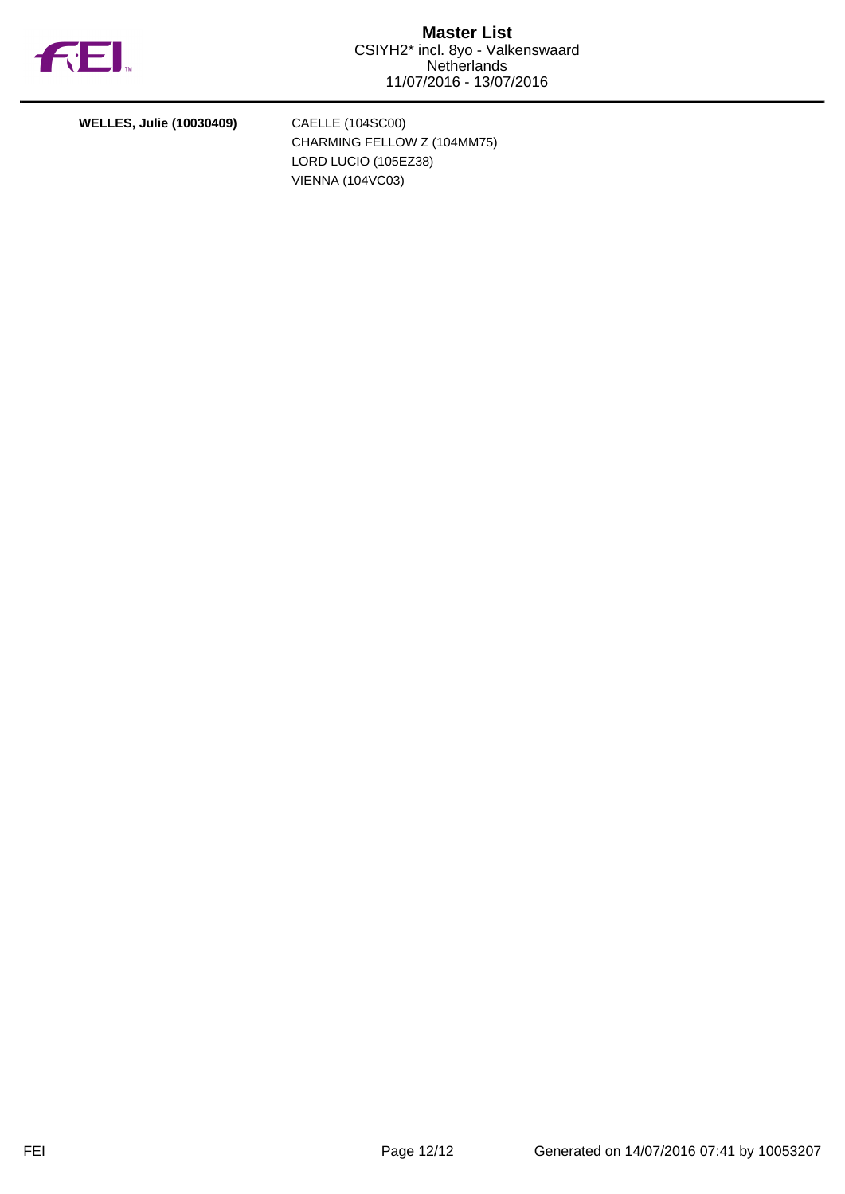**WELLES, Julie (10030409)**

CAELLE (104SC00)
CHARMING FELLOW Z (104MM75)
LORD LUCIO (105EZ38)
VIENNA (104VC03)